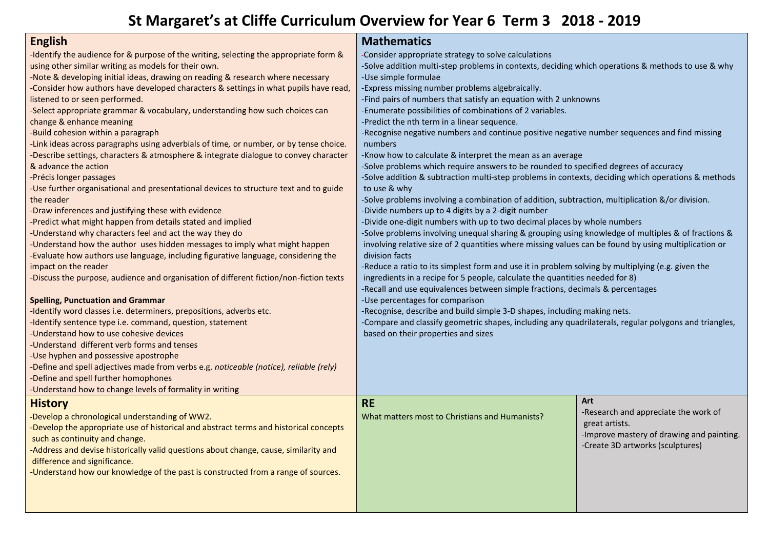# St Margaret's at Cliffe Curriculum Overview for Year 6 Term 3 2018 - 2019

## English

- Identify the audience for & purpose of the writing, selecting the appropriate form & using other similar writing as models for their own.
- Note & developing initial ideas, drawing on reading & research where necessary
- Consider how authors have developed characters & settings in what pupils have read, listened to or seen performed.
- Select appropriate grammar & vocabulary, understanding how such choices can change & enhance meaning
- Build cohesion within a paragraph
- Link ideas across paragraphs using adverbials of time, or number, or by tense choice.
- Describe settings, characters & atmosphere & integrate dialogue to convey character & advance the action
- Précis longer passages
- Use further organisational and presentational devices to structure text and to guide the reader
- Draw inferences and justifying these with evidence
- Predict what might happen from details stated and implied
- Understand why characters feel and act the way they do
- Understand how the author uses hidden messages to imply what might happen
- Evaluate how authors use language, including figurative language, considering the impact on the reader
- Discuss the purpose, audience and organisation of different fiction/non-fiction texts

**Spelling, Punctuation and Grammar**

- Identify word classes i.e. determiners, prepositions, adverbs etc.
- Identify sentence type i.e. command, question, statement
- Understand how to use cohesive devices
- Understand different verb forms and tenses
- Use hyphen and possessive apostrophe
- Define and spell adjectives made from verbs e.g. *noticeable (notice), reliable (rely)*
- Define and spell further homophones
- Understand how to change levels of formality in writing

## Mathematics

- Consider appropriate strategy to solve calculations
- Solve addition multi-step problems in contexts, deciding which operations & methods to use & why
- Use simple formulae
- Express missing number problems algebraically.
- Find pairs of numbers that satisfy an equation with 2 unknowns
- Enumerate possibilities of combinations of 2 variables.
- Predict the nth term in a linear sequence.
- Recognise negative numbers and continue positive negative number sequences and find missing numbers
- Know how to calculate & interpret the mean as an average
- Solve problems which require answers to be rounded to specified degrees of accuracy
- Solve addition & subtraction multi-step problems in contexts, deciding which operations & methods to use & why
- Solve problems involving a combination of addition, subtraction, multiplication &/or division.
- Divide numbers up to 4 digits by a 2-digit number
- Divide one-digit numbers with up to two decimal places by whole numbers
- Solve problems involving unequal sharing & grouping using knowledge of multiples & of fractions & involving relative size of 2 quantities where missing values can be found by using multiplication or division facts
- Reduce a ratio to its simplest form and use it in problem solving by multiplying (e.g. given the ingredients in a recipe for 5 people, calculate the quantities needed for 8)
- Recall and use equivalences between simple fractions, decimals & percentages
- Use percentages for comparison
- Recognise, describe and build simple 3-D shapes, including making nets.
- Compare and classify geometric shapes, including any quadrilaterals, regular polygons and triangles, based on their properties and sizes

## History

- Develop a chronological understanding of WW2.
- Develop the appropriate use of historical and abstract terms and historical concepts such as continuity and change.
- Address and devise historically valid questions about change, cause, similarity and difference and significance.
- Understand how our knowledge of the past is constructed from a range of sources.

## RE

What matters most to Christians and Humanists?

## Art

- Research and appreciate the work of great artists.
- Improve mastery of drawing and painting.
- Create 3D artworks (sculptures)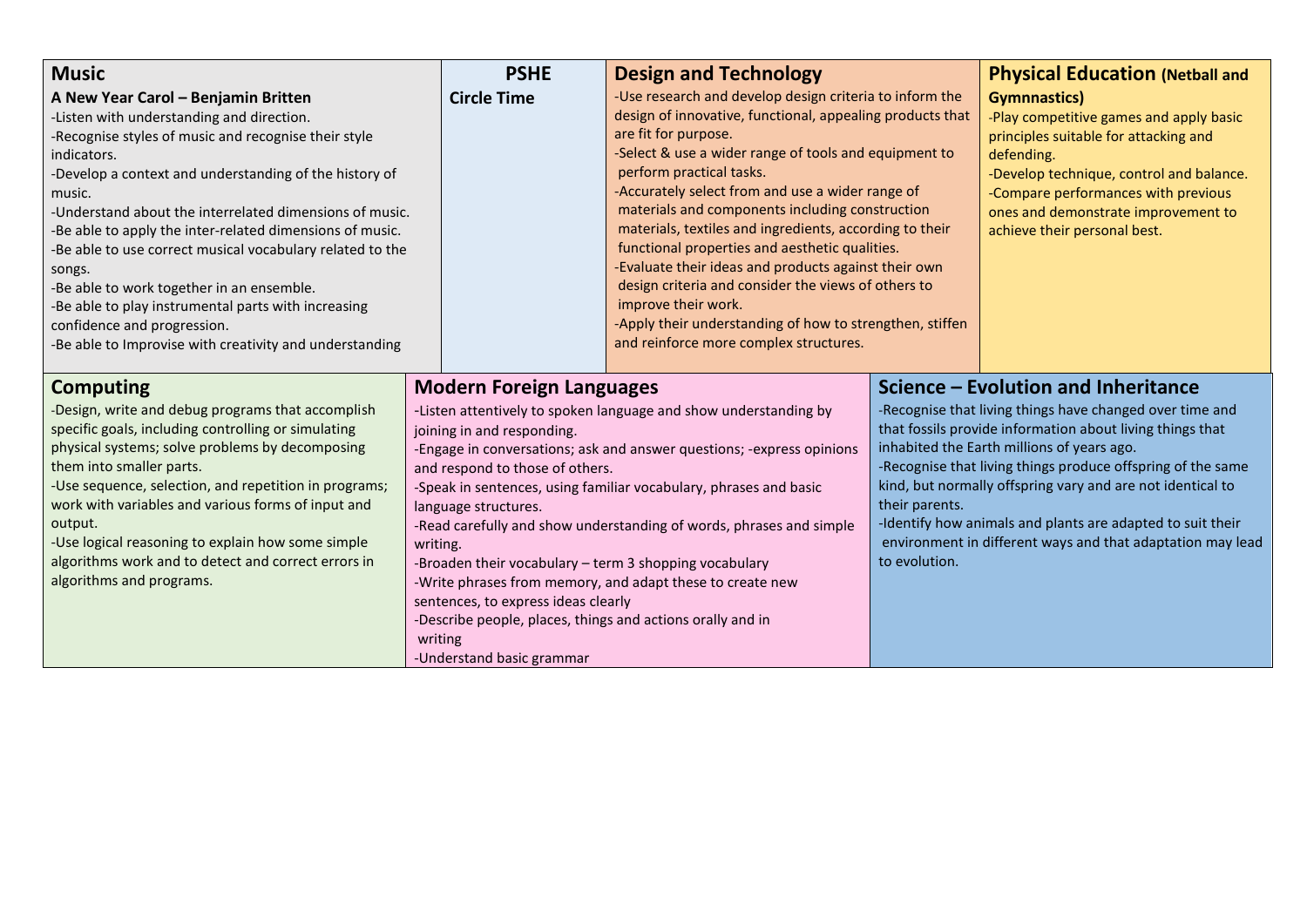## Music

**A New Year Carol – Benjamin Britten**

-Listen with understanding and direction.
-Recognise styles of music and recognise their style indicators.
-Develop a context and understanding of the history of music.
-Understand about the interrelated dimensions of music.
-Be able to apply the inter-related dimensions of music.
-Be able to use correct musical vocabulary related to the songs.
-Be able to work together in an ensemble.
-Be able to play instrumental parts with increasing confidence and progression.
-Be able to Improvise with creativity and understanding

## PSHE

**Circle Time**

## Design and Technology

-Use research and develop design criteria to inform the design of innovative, functional, appealing products that are fit for purpose.
-Select & use a wider range of tools and equipment to perform practical tasks.
-Accurately select from and use a wider range of materials and components including construction materials, textiles and ingredients, according to their functional properties and aesthetic qualities.
-Evaluate their ideas and products against their own design criteria and consider the views of others to improve their work.
-Apply their understanding of how to strengthen, stiffen and reinforce more complex structures.

## Physical Education (Netball and Gymnnastics)

-Play competitive games and apply basic principles suitable for attacking and defending.
-Develop technique, control and balance.
-Compare performances with previous ones and demonstrate improvement to achieve their personal best.

## Computing

-Design, write and debug programs that accomplish specific goals, including controlling or simulating physical systems; solve problems by decomposing them into smaller parts.
-Use sequence, selection, and repetition in programs; work with variables and various forms of input and output.
-Use logical reasoning to explain how some simple algorithms work and to detect and correct errors in algorithms and programs.

## Modern Foreign Languages

-Listen attentively to spoken language and show understanding by joining in and responding.
-Engage in conversations; ask and answer questions; -express opinions and respond to those of others.
-Speak in sentences, using familiar vocabulary, phrases and basic language structures.
-Read carefully and show understanding of words, phrases and simple writing.
-Broaden their vocabulary – term 3 shopping vocabulary
-Write phrases from memory, and adapt these to create new sentences, to express ideas clearly
-Describe people, places, things and actions orally and in writing
-Understand basic grammar

## Science – Evolution and Inheritance

-Recognise that living things have changed over time and that fossils provide information about living things that inhabited the Earth millions of years ago.
-Recognise that living things produce offspring of the same kind, but normally offspring vary and are not identical to their parents.
-Identify how animals and plants are adapted to suit their environment in different ways and that adaptation may lead to evolution.